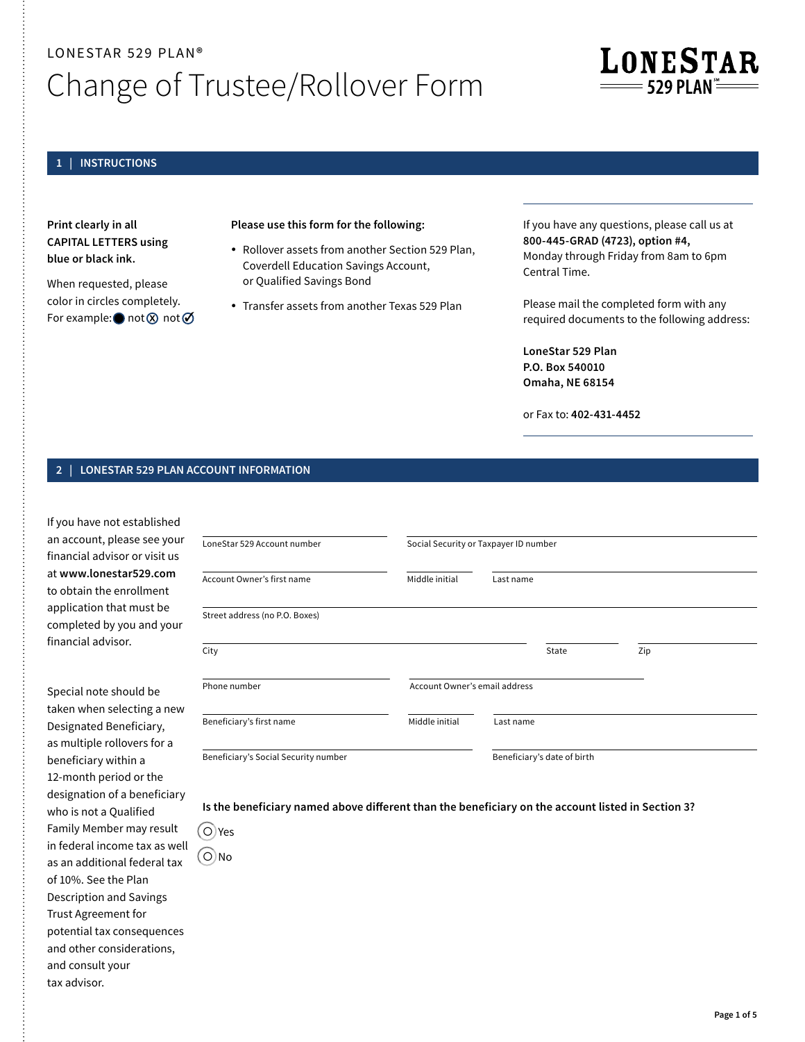LONESTAR 529 PLAN®

# Change of Trustee/Rollover Form

## 1 | INSTRUCTIONS

**Print clearly in all CAPITAL LETTERS using blue or black ink.**

When requested, please color in circles completely. For example: ● not ⊗ not ✓

**Please use this form for the following:**

- Rollover assets from another Section 529 Plan, Coverdell Education Savings Account, or Qualified Savings Bond
- Transfer assets from another Texas 529 Plan

If you have any questions, please call us at **800-445-GRAD (4723), option #4,** Monday through Friday from 8am to 6pm Central Time.

Please mail the completed form with any required documents to the following address:

**LoneStar 529 Plan**
**P.O. Box 540010**
**Omaha, NE 68154**

or Fax to: **402-431-4452**

## 2 | LONESTAR 529 PLAN ACCOUNT INFORMATION

If you have not established an account, please see your financial advisor or visit us at **www.lonestar529.com** to obtain the enrollment application that must be completed by you and your financial advisor.

Special note should be taken when selecting a new Designated Beneficiary, as multiple rollovers for a beneficiary within a 12-month period or the designation of a beneficiary who is not a Qualified Family Member may result in federal income tax as well as an additional federal tax of 10%. See the Plan Description and Savings Trust Agreement for potential tax consequences and other considerations, and consult your tax advisor.

LoneStar 529 Account number: ____________________
Social Security or Taxpayer ID number: ____________________

Account Owner's first name: ____________________ Middle initial: ____ Last name: ____________________

Street address (no P.O. Boxes): ____________________

City: ____________________ State: ____ Zip: ____________________

Phone number: ____________________
Account Owner's email address: ____________________

Beneficiary's first name: ____________________ Middle initial: ____ Last name: ____________________

Beneficiary's Social Security number: ____________________
Beneficiary's date of birth: ____________________

**Is the beneficiary named above different than the beneficiary on the account listed in Section 3?**

○ Yes

○ No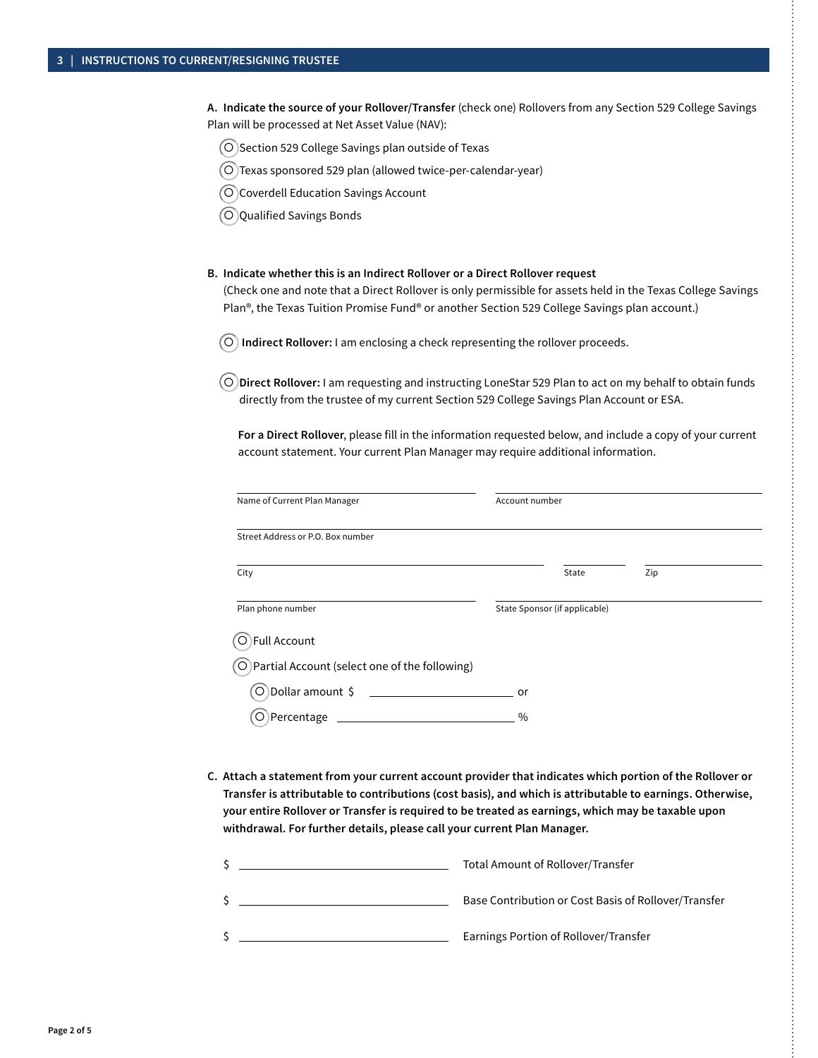## 3 | INSTRUCTIONS TO CURRENT/RESIGNING TRUSTEE

**A. Indicate the source of your Rollover/Transfer** (check one) Rollovers from any Section 529 College Savings Plan will be processed at Net Asset Value (NAV):

- ○ Section 529 College Savings plan outside of Texas
- ○ Texas sponsored 529 plan (allowed twice-per-calendar-year)
- ○ Coverdell Education Savings Account
- ○ Qualified Savings Bonds

**B. Indicate whether this is an Indirect Rollover or a Direct Rollover request**
(Check one and note that a Direct Rollover is only permissible for assets held in the Texas College Savings Plan®, the Texas Tuition Promise Fund® or another Section 529 College Savings plan account.)

○ **Indirect Rollover:** I am enclosing a check representing the rollover proceeds.

○ **Direct Rollover:** I am requesting and instructing LoneStar 529 Plan to act on my behalf to obtain funds directly from the trustee of my current Section 529 College Savings Plan Account or ESA.

**For a Direct Rollover**, please fill in the information requested below, and include a copy of your current account statement. Your current Plan Manager may require additional information.

Name of Current Plan Manager ______________________ Account number ______________________

Street Address or P.O. Box number ______________________

City ______________________ State ________ Zip ________

Plan phone number ______________________ State Sponsor (if applicable) ______________________

- ○ Full Account
- ○ Partial Account (select one of the following)
  - ○ Dollar amount $ ______________ or
  - ○ Percentage ______________ %

**C. Attach a statement from your current account provider that indicates which portion of the Rollover or Transfer is attributable to contributions (cost basis), and which is attributable to earnings. Otherwise, your entire Rollover or Transfer is required to be treated as earnings, which may be taxable upon withdrawal. For further details, please call your current Plan Manager.**

$ ______________________ Total Amount of Rollover/Transfer

$ ______________________ Base Contribution or Cost Basis of Rollover/Transfer

$ ______________________ Earnings Portion of Rollover/Transfer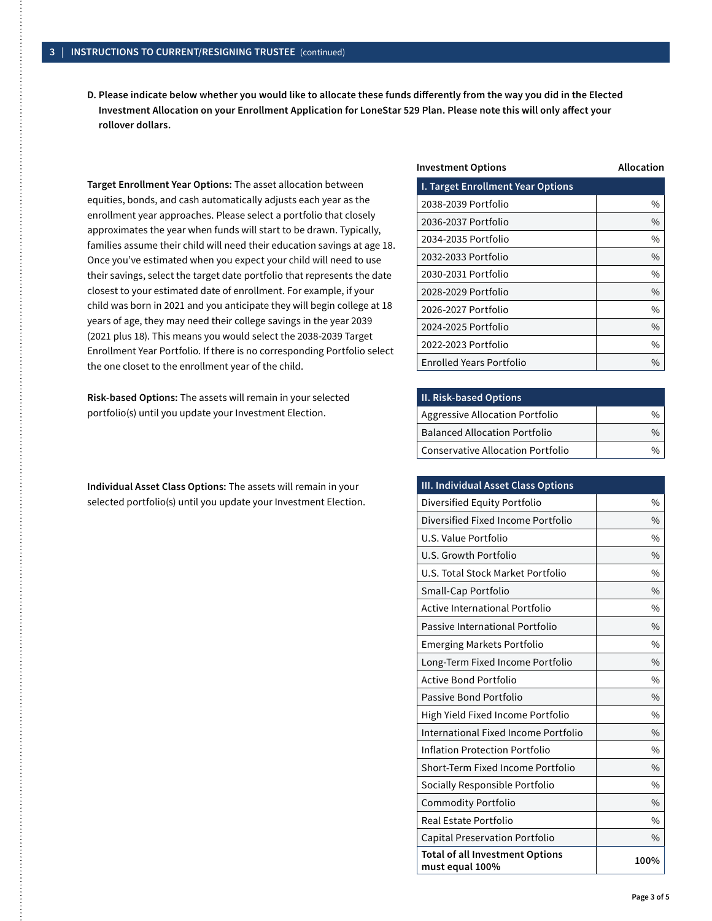## 3 | INSTRUCTIONS TO CURRENT/RESIGNING TRUSTEE (continued)

**D. Please indicate below whether you would like to allocate these funds differently from the way you did in the Elected Investment Allocation on your Enrollment Application for LoneStar 529 Plan. Please note this will only affect your rollover dollars.**

**Target Enrollment Year Options:** The asset allocation between equities, bonds, and cash automatically adjusts each year as the enrollment year approaches. Please select a portfolio that closely approximates the year when funds will start to be drawn. Typically, families assume their child will need their education savings at age 18. Once you've estimated when you expect your child will need to use their savings, select the target date portfolio that represents the date closest to your estimated date of enrollment. For example, if your child was born in 2021 and you anticipate they will begin college at 18 years of age, they may need their college savings in the year 2039 (2021 plus 18). This means you would select the 2038-2039 Target Enrollment Year Portfolio. If there is no corresponding Portfolio select the one closet to the enrollment year of the child.

**Risk-based Options:** The assets will remain in your selected portfolio(s) until you update your Investment Election.

**Individual Asset Class Options:** The assets will remain in your selected portfolio(s) until you update your Investment Election.

| Investment Options | Allocation |
|---|---|
| **I. Target Enrollment Year Options** | |
| 2038-2039 Portfolio | % |
| 2036-2037 Portfolio | % |
| 2034-2035 Portfolio | % |
| 2032-2033 Portfolio | % |
| 2030-2031 Portfolio | % |
| 2028-2029 Portfolio | % |
| 2026-2027 Portfolio | % |
| 2024-2025 Portfolio | % |
| 2022-2023 Portfolio | % |
| Enrolled Years Portfolio | % |
| **II. Risk-based Options** | |
| Aggressive Allocation Portfolio | % |
| Balanced Allocation Portfolio | % |
| Conservative Allocation Portfolio | % |
| **III. Individual Asset Class Options** | |
| Diversified Equity Portfolio | % |
| Diversified Fixed Income Portfolio | % |
| U.S. Value Portfolio | % |
| U.S. Growth Portfolio | % |
| U.S. Total Stock Market Portfolio | % |
| Small-Cap Portfolio | % |
| Active International Portfolio | % |
| Passive International Portfolio | % |
| Emerging Markets Portfolio | % |
| Long-Term Fixed Income Portfolio | % |
| Active Bond Portfolio | % |
| Passive Bond Portfolio | % |
| High Yield Fixed Income Portfolio | % |
| International Fixed Income Portfolio | % |
| Inflation Protection Portfolio | % |
| Short-Term Fixed Income Portfolio | % |
| Socially Responsible Portfolio | % |
| Commodity Portfolio | % |
| Real Estate Portfolio | % |
| Capital Preservation Portfolio | % |
| **Total of all Investment Options must equal 100%** | **100%** |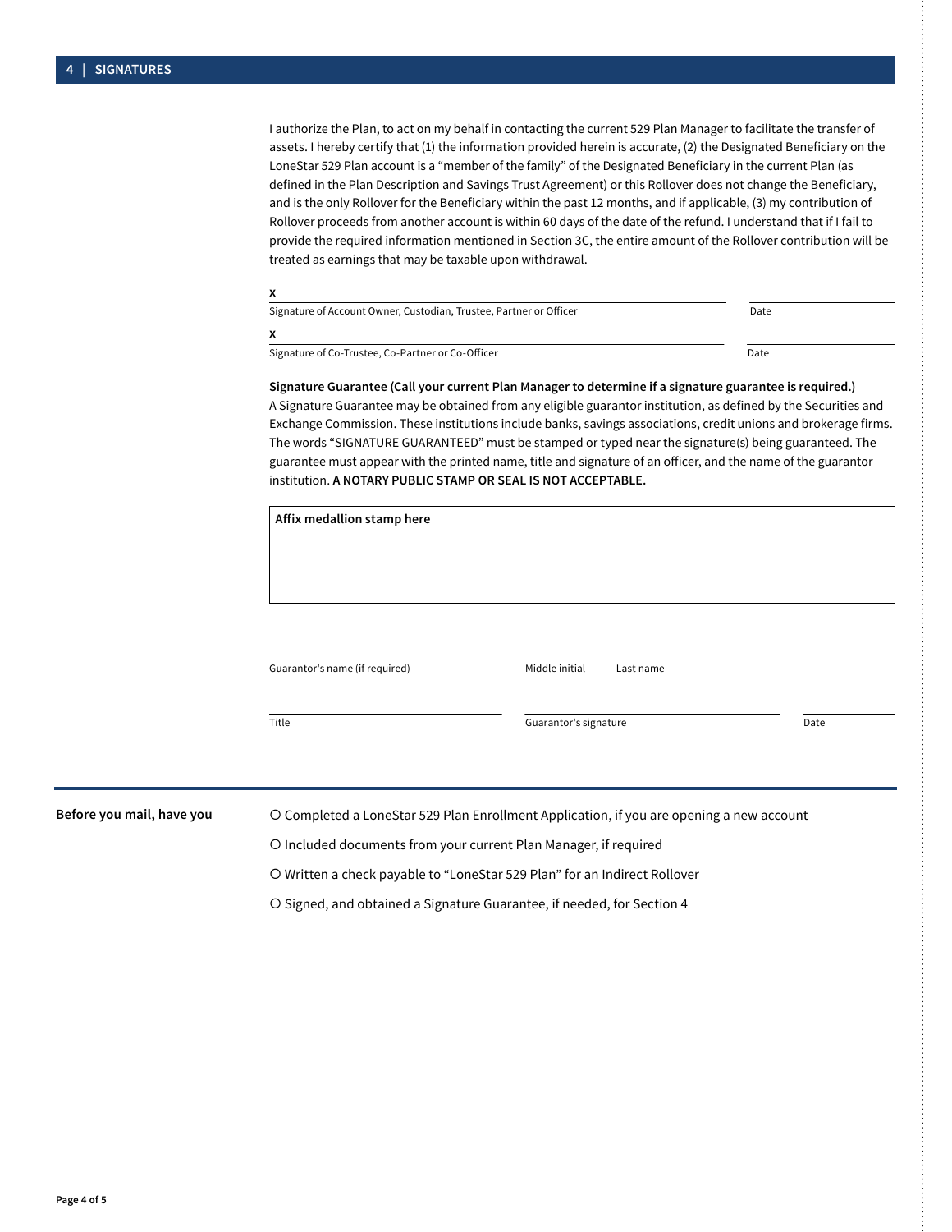## 4 | SIGNATURES

I authorize the Plan, to act on my behalf in contacting the current 529 Plan Manager to facilitate the transfer of assets. I hereby certify that (1) the information provided herein is accurate, (2) the Designated Beneficiary on the LoneStar 529 Plan account is a "member of the family" of the Designated Beneficiary in the current Plan (as defined in the Plan Description and Savings Trust Agreement) or this Rollover does not change the Beneficiary, and is the only Rollover for the Beneficiary within the past 12 months, and if applicable, (3) my contribution of Rollover proceeds from another account is within 60 days of the date of the refund. I understand that if I fail to provide the required information mentioned in Section 3C, the entire amount of the Rollover contribution will be treated as earnings that may be taxable upon withdrawal.

x ______________________________________________ ____________

Signature of Account Owner, Custodian, Trustee, Partner or Officer — Date

x ______________________________________________ ____________

Signature of Co-Trustee, Co-Partner or Co-Officer — Date

**Signature Guarantee (Call your current Plan Manager to determine if a signature guarantee is required.)**
A Signature Guarantee may be obtained from any eligible guarantor institution, as defined by the Securities and Exchange Commission. These institutions include banks, savings associations, credit unions and brokerage firms. The words "SIGNATURE GUARANTEED" must be stamped or typed near the signature(s) being guaranteed. The guarantee must appear with the printed name, title and signature of an officer, and the name of the guarantor institution. **A NOTARY PUBLIC STAMP OR SEAL IS NOT ACCEPTABLE.**

**Affix medallion stamp here**

Guarantor's name (if required) ____________ Middle initial ____ Last name ____________

Title ____________ Guarantor's signature ____________ Date ____________

**Before you mail, have you**

- ○ Completed a LoneStar 529 Plan Enrollment Application, if you are opening a new account
- ○ Included documents from your current Plan Manager, if required
- ○ Written a check payable to "LoneStar 529 Plan" for an Indirect Rollover
- ○ Signed, and obtained a Signature Guarantee, if needed, for Section 4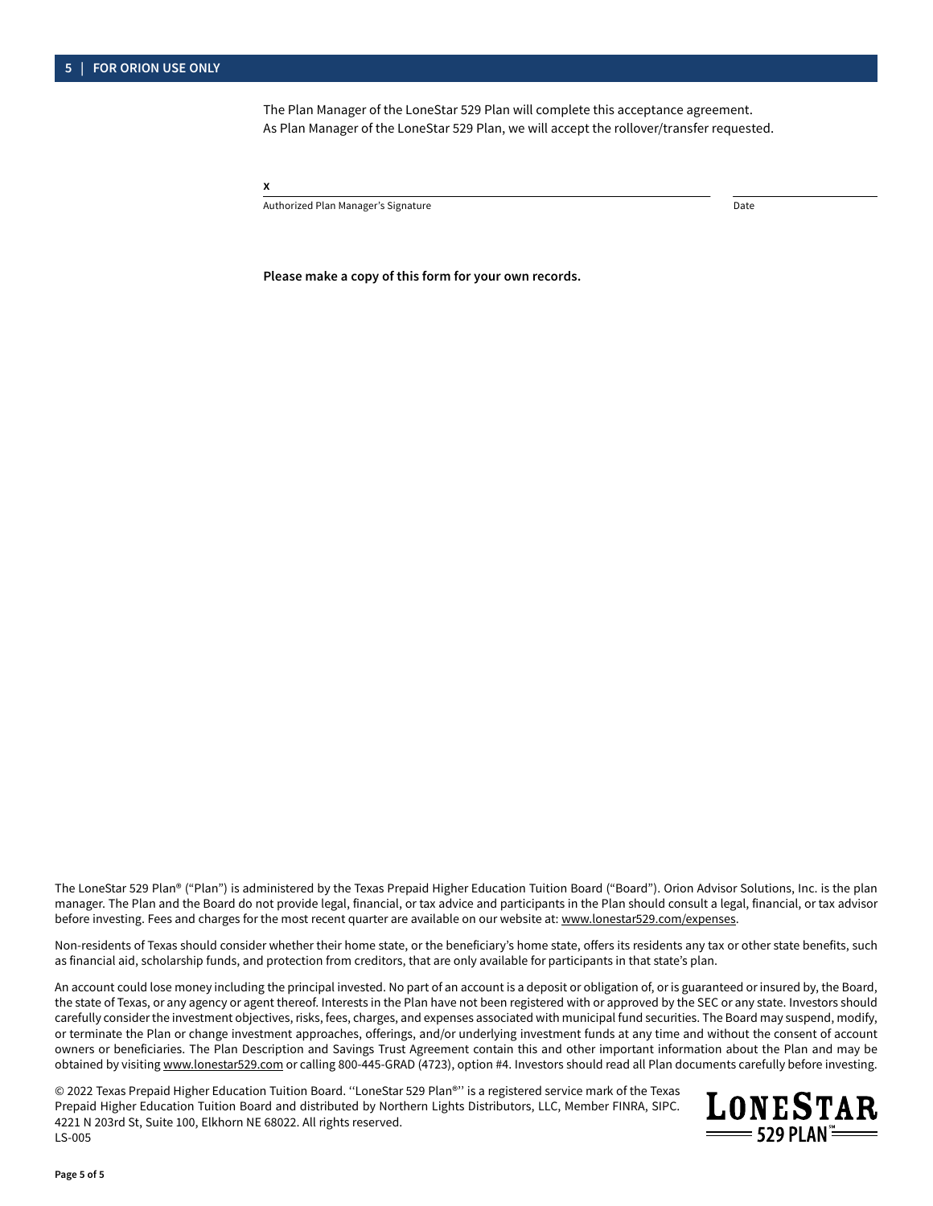## 5 | FOR ORION USE ONLY

The Plan Manager of the LoneStar 529 Plan will complete this acceptance agreement.
As Plan Manager of the LoneStar 529 Plan, we will accept the rollover/transfer requested.

x ______________________________________________ Authorized Plan Manager's Signature

______________________ Date

**Please make a copy of this form for your own records.**

The LoneStar 529 Plan® ("Plan") is administered by the Texas Prepaid Higher Education Tuition Board ("Board"). Orion Advisor Solutions, Inc. is the plan manager. The Plan and the Board do not provide legal, financial, or tax advice and participants in the Plan should consult a legal, financial, or tax advisor before investing. Fees and charges for the most recent quarter are available on our website at: www.lonestar529.com/expenses.

Non-residents of Texas should consider whether their home state, or the beneficiary's home state, offers its residents any tax or other state benefits, such as financial aid, scholarship funds, and protection from creditors, that are only available for participants in that state's plan.

An account could lose money including the principal invested. No part of an account is a deposit or obligation of, or is guaranteed or insured by, the Board, the state of Texas, or any agency or agent thereof. Interests in the Plan have not been registered with or approved by the SEC or any state. Investors should carefully consider the investment objectives, risks, fees, charges, and expenses associated with municipal fund securities. The Board may suspend, modify, or terminate the Plan or change investment approaches, offerings, and/or underlying investment funds at any time and without the consent of account owners or beneficiaries. The Plan Description and Savings Trust Agreement contain this and other important information about the Plan and may be obtained by visiting www.lonestar529.com or calling 800-445-GRAD (4723), option #4. Investors should read all Plan documents carefully before investing.

© 2022 Texas Prepaid Higher Education Tuition Board. ''LoneStar 529 Plan®'' is a registered service mark of the Texas Prepaid Higher Education Tuition Board and distributed by Northern Lights Distributors, LLC, Member FINRA, SIPC. 4221 N 203rd St, Suite 100, Elkhorn NE 68022. All rights reserved.
LS-005

LONESTAR 529 PLAN℠